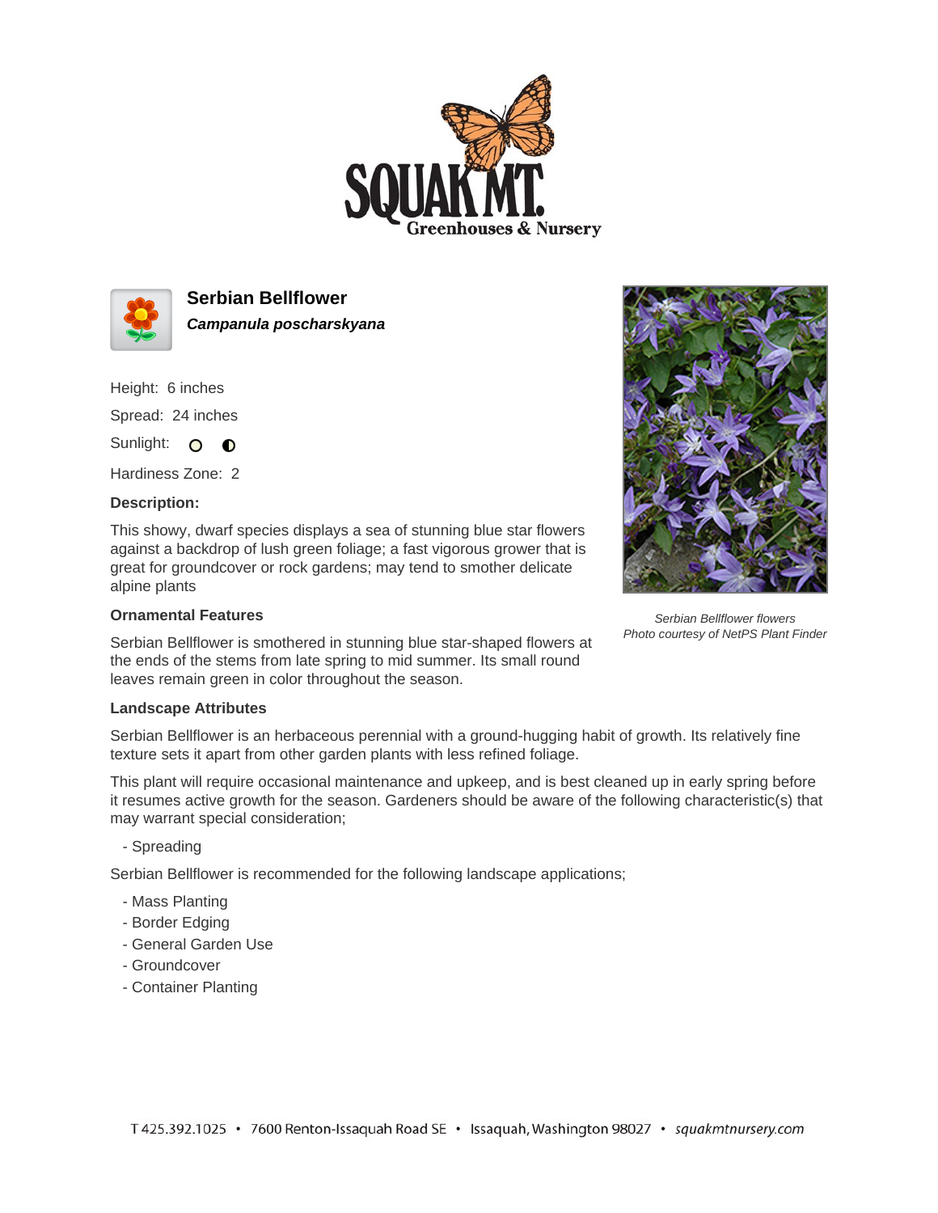# Serbian Bellflower

***Campanula poscharskyana***

Height: 6 inches

Spread: 24 inches

Sunlight: ○ ◐

Hardiness Zone: 2

**Description:**

This showy, dwarf species displays a sea of stunning blue star flowers against a backdrop of lush green foliage; a fast vigorous grower that is great for groundcover or rock gardens; may tend to smother delicate alpine plants

*Serbian Bellflower flowers*
*Photo courtesy of NetPS Plant Finder*

### Ornamental Features

Serbian Bellflower is smothered in stunning blue star-shaped flowers at the ends of the stems from late spring to mid summer. Its small round leaves remain green in color throughout the season.

### Landscape Attributes

Serbian Bellflower is an herbaceous perennial with a ground-hugging habit of growth. Its relatively fine texture sets it apart from other garden plants with less refined foliage.

This plant will require occasional maintenance and upkeep, and is best cleaned up in early spring before it resumes active growth for the season. Gardeners should be aware of the following characteristic(s) that may warrant special consideration;

- Spreading

Serbian Bellflower is recommended for the following landscape applications;

- Mass Planting
- Border Edging
- General Garden Use
- Groundcover
- Container Planting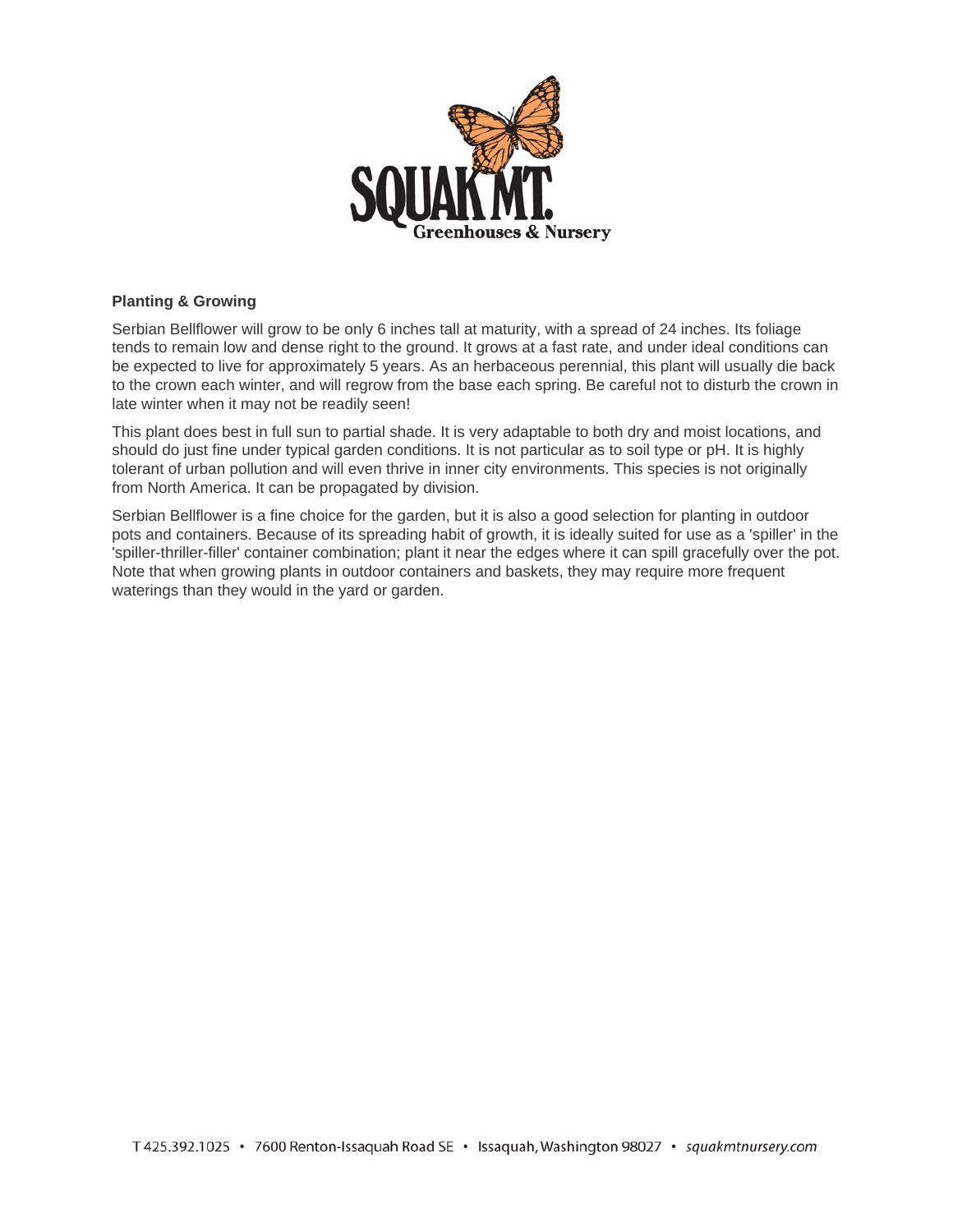### Planting & Growing

Serbian Bellflower will grow to be only 6 inches tall at maturity, with a spread of 24 inches. Its foliage tends to remain low and dense right to the ground. It grows at a fast rate, and under ideal conditions can be expected to live for approximately 5 years. As an herbaceous perennial, this plant will usually die back to the crown each winter, and will regrow from the base each spring. Be careful not to disturb the crown in late winter when it may not be readily seen!

This plant does best in full sun to partial shade. It is very adaptable to both dry and moist locations, and should do just fine under typical garden conditions. It is not particular as to soil type or pH. It is highly tolerant of urban pollution and will even thrive in inner city environments. This species is not originally from North America. It can be propagated by division.

Serbian Bellflower is a fine choice for the garden, but it is also a good selection for planting in outdoor pots and containers. Because of its spreading habit of growth, it is ideally suited for use as a 'spiller' in the 'spiller-thriller-filler' container combination; plant it near the edges where it can spill gracefully over the pot. Note that when growing plants in outdoor containers and baskets, they may require more frequent waterings than they would in the yard or garden.